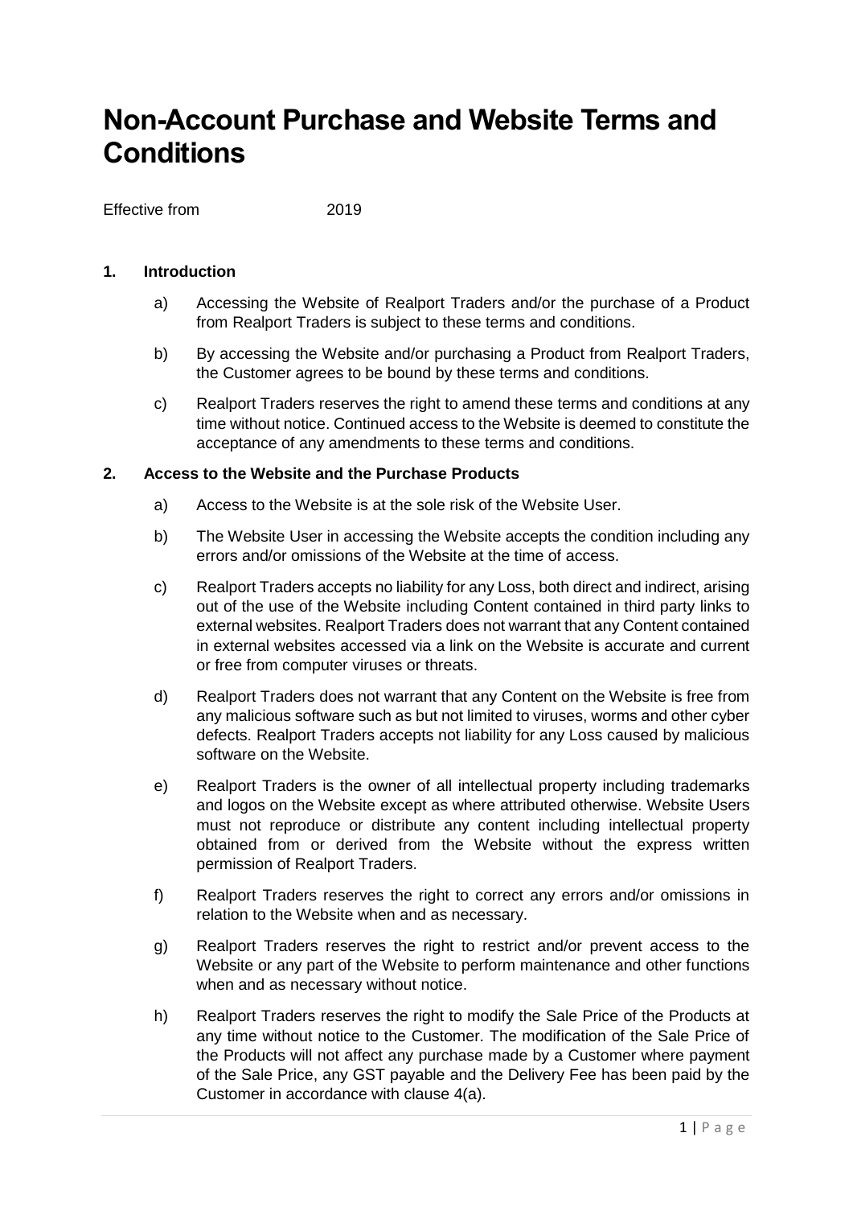# Non-Account Purchase and Website Terms and Conditions

Effective from 2019

## 1. Introduction

a) Accessing the Website of Realport Traders and/or the purchase of a Product from Realport Traders is subject to these terms and conditions.

b) By accessing the Website and/or purchasing a Product from Realport Traders, the Customer agrees to be bound by these terms and conditions.

c) Realport Traders reserves the right to amend these terms and conditions at any time without notice. Continued access to the Website is deemed to constitute the acceptance of any amendments to these terms and conditions.

## 2. Access to the Website and the Purchase Products

a) Access to the Website is at the sole risk of the Website User.

b) The Website User in accessing the Website accepts the condition including any errors and/or omissions of the Website at the time of access.

c) Realport Traders accepts no liability for any Loss, both direct and indirect, arising out of the use of the Website including Content contained in third party links to external websites. Realport Traders does not warrant that any Content contained in external websites accessed via a link on the Website is accurate and current or free from computer viruses or threats.

d) Realport Traders does not warrant that any Content on the Website is free from any malicious software such as but not limited to viruses, worms and other cyber defects. Realport Traders accepts not liability for any Loss caused by malicious software on the Website.

e) Realport Traders is the owner of all intellectual property including trademarks and logos on the Website except as where attributed otherwise. Website Users must not reproduce or distribute any content including intellectual property obtained from or derived from the Website without the express written permission of Realport Traders.

f) Realport Traders reserves the right to correct any errors and/or omissions in relation to the Website when and as necessary.

g) Realport Traders reserves the right to restrict and/or prevent access to the Website or any part of the Website to perform maintenance and other functions when and as necessary without notice.

h) Realport Traders reserves the right to modify the Sale Price of the Products at any time without notice to the Customer. The modification of the Sale Price of the Products will not affect any purchase made by a Customer where payment of the Sale Price, any GST payable and the Delivery Fee has been paid by the Customer in accordance with clause 4(a).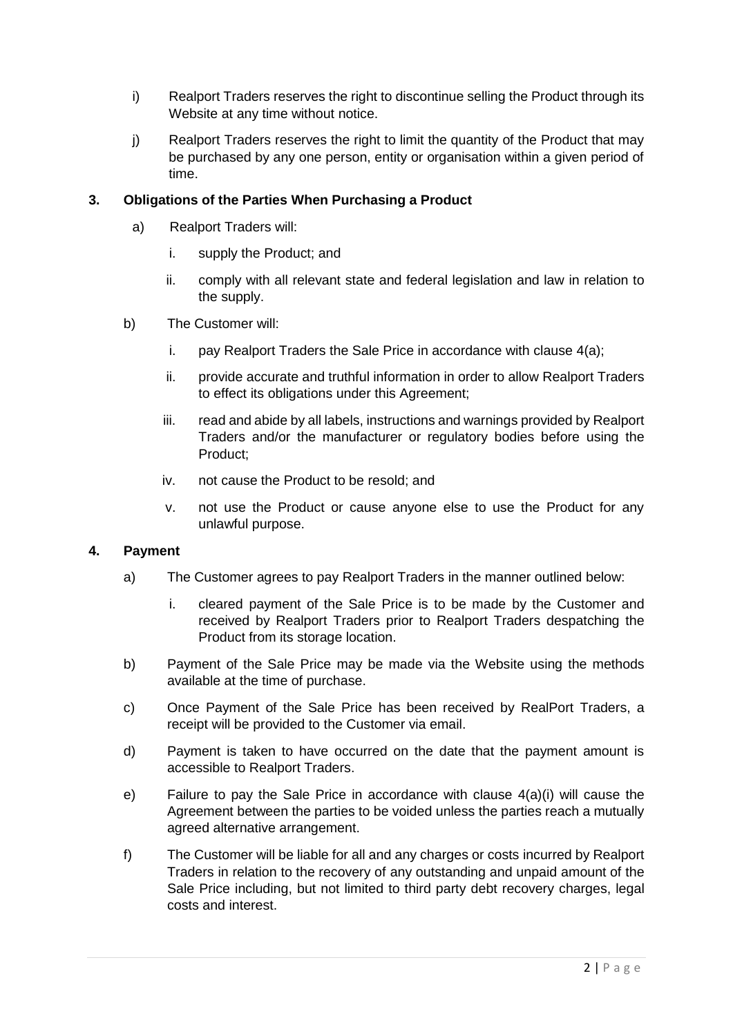i) Realport Traders reserves the right to discontinue selling the Product through its Website at any time without notice.

j) Realport Traders reserves the right to limit the quantity of the Product that may be purchased by any one person, entity or organisation within a given period of time.

**3. Obligations of the Parties When Purchasing a Product**

a) Realport Traders will:

   i. supply the Product; and

   ii. comply with all relevant state and federal legislation and law in relation to the supply.

b) The Customer will:

   i. pay Realport Traders the Sale Price in accordance with clause 4(a);

   ii. provide accurate and truthful information in order to allow Realport Traders to effect its obligations under this Agreement;

   iii. read and abide by all labels, instructions and warnings provided by Realport Traders and/or the manufacturer or regulatory bodies before using the Product;

   iv. not cause the Product to be resold; and

   v. not use the Product or cause anyone else to use the Product for any unlawful purpose.

**4. Payment**

a) The Customer agrees to pay Realport Traders in the manner outlined below:

   i. cleared payment of the Sale Price is to be made by the Customer and received by Realport Traders prior to Realport Traders despatching the Product from its storage location.

b) Payment of the Sale Price may be made via the Website using the methods available at the time of purchase.

c) Once Payment of the Sale Price has been received by RealPort Traders, a receipt will be provided to the Customer via email.

d) Payment is taken to have occurred on the date that the payment amount is accessible to Realport Traders.

e) Failure to pay the Sale Price in accordance with clause 4(a)(i) will cause the Agreement between the parties to be voided unless the parties reach a mutually agreed alternative arrangement.

f) The Customer will be liable for all and any charges or costs incurred by Realport Traders in relation to the recovery of any outstanding and unpaid amount of the Sale Price including, but not limited to third party debt recovery charges, legal costs and interest.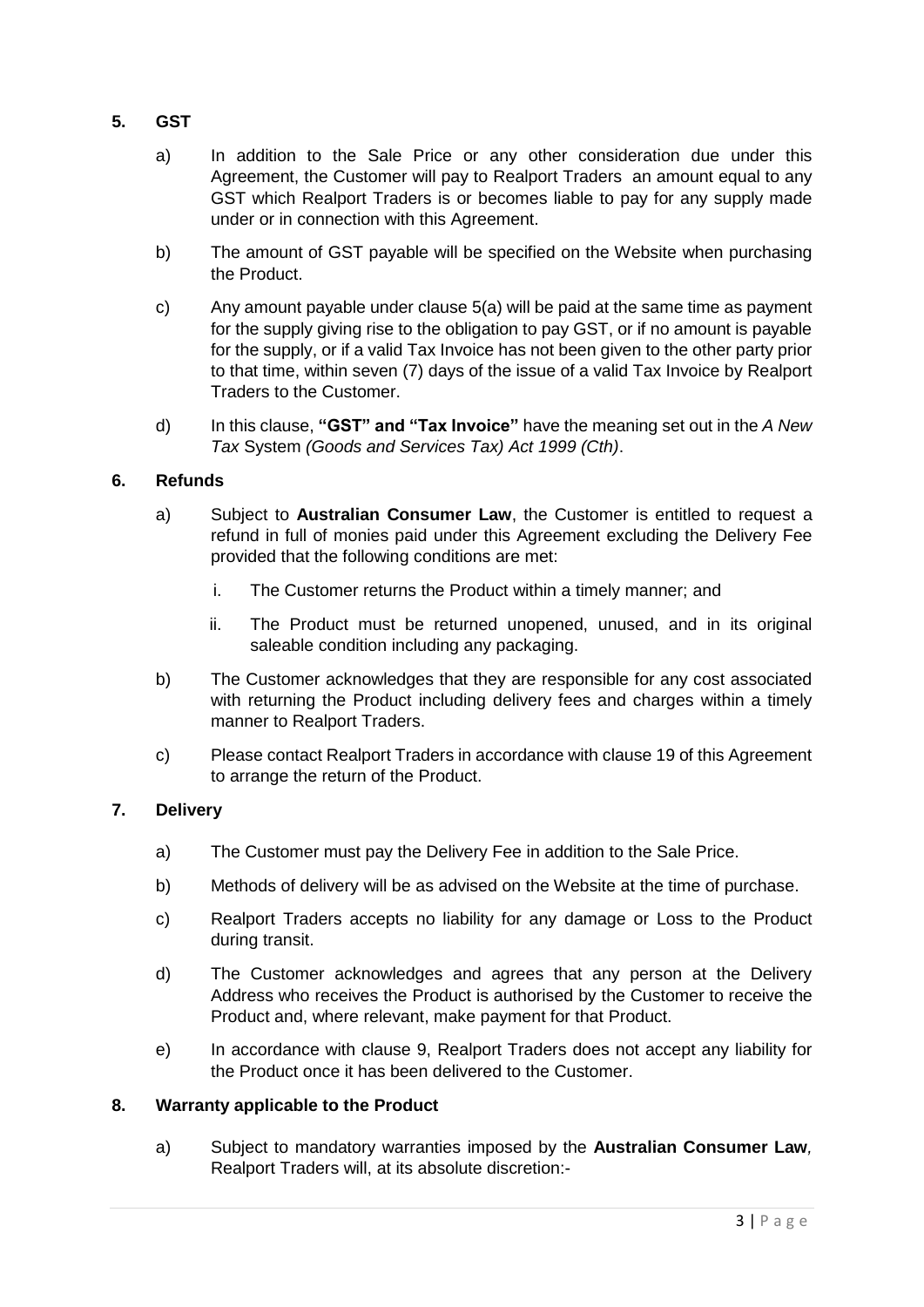## 5. GST

a) In addition to the Sale Price or any other consideration due under this Agreement, the Customer will pay to Realport Traders an amount equal to any GST which Realport Traders is or becomes liable to pay for any supply made under or in connection with this Agreement.

b) The amount of GST payable will be specified on the Website when purchasing the Product.

c) Any amount payable under clause 5(a) will be paid at the same time as payment for the supply giving rise to the obligation to pay GST, or if no amount is payable for the supply, or if a valid Tax Invoice has not been given to the other party prior to that time, within seven (7) days of the issue of a valid Tax Invoice by Realport Traders to the Customer.

d) In this clause, **"GST" and "Tax Invoice"** have the meaning set out in the *A New Tax* System *(Goods and Services Tax) Act 1999 (Cth)*.

## 6. Refunds

a) Subject to **Australian Consumer Law**, the Customer is entitled to request a refund in full of monies paid under this Agreement excluding the Delivery Fee provided that the following conditions are met:

   i. The Customer returns the Product within a timely manner; and

   ii. The Product must be returned unopened, unused, and in its original saleable condition including any packaging.

b) The Customer acknowledges that they are responsible for any cost associated with returning the Product including delivery fees and charges within a timely manner to Realport Traders.

c) Please contact Realport Traders in accordance with clause 19 of this Agreement to arrange the return of the Product.

## 7. Delivery

a) The Customer must pay the Delivery Fee in addition to the Sale Price.

b) Methods of delivery will be as advised on the Website at the time of purchase.

c) Realport Traders accepts no liability for any damage or Loss to the Product during transit.

d) The Customer acknowledges and agrees that any person at the Delivery Address who receives the Product is authorised by the Customer to receive the Product and, where relevant, make payment for that Product.

e) In accordance with clause 9, Realport Traders does not accept any liability for the Product once it has been delivered to the Customer.

## 8. Warranty applicable to the Product

a) Subject to mandatory warranties imposed by the **Australian Consumer Law**, Realport Traders will, at its absolute discretion:-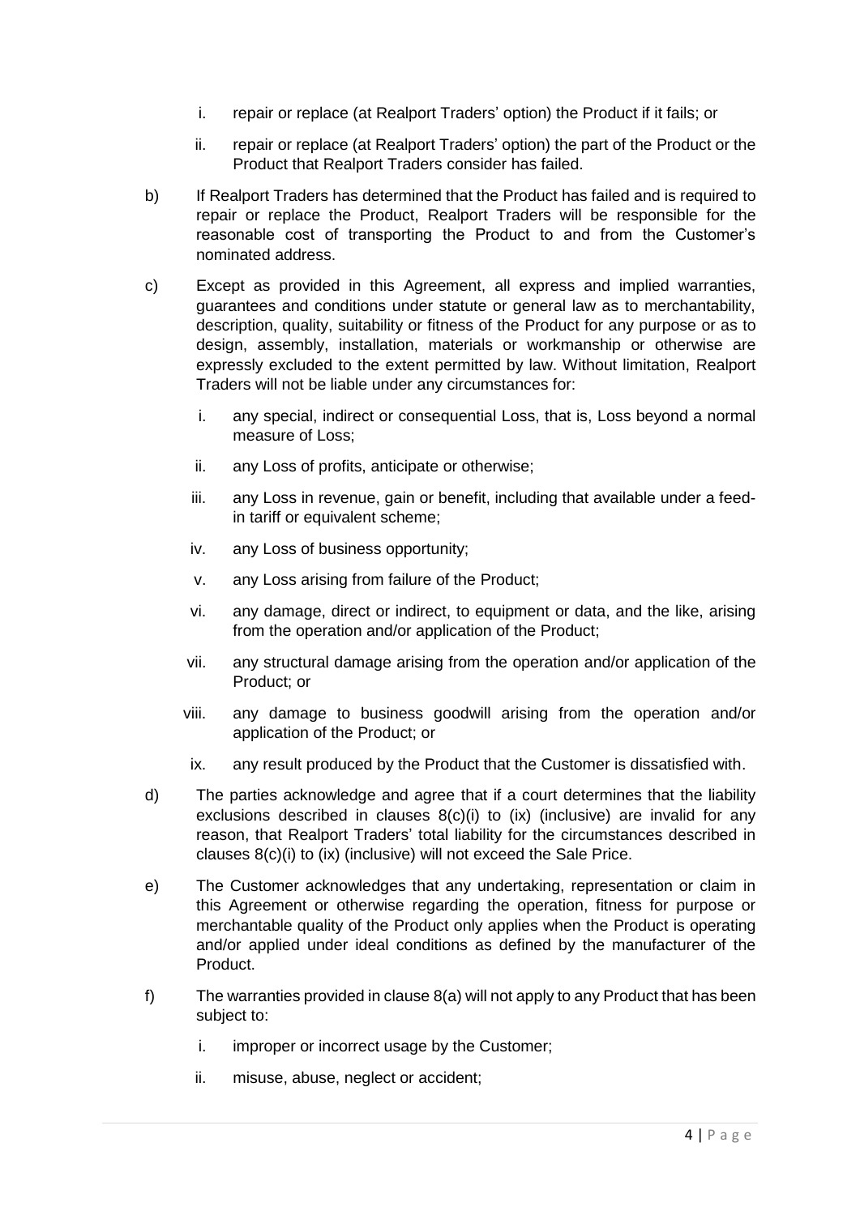i. repair or replace (at Realport Traders' option) the Product if it fails; or

ii. repair or replace (at Realport Traders' option) the part of the Product or the Product that Realport Traders consider has failed.

b) If Realport Traders has determined that the Product has failed and is required to repair or replace the Product, Realport Traders will be responsible for the reasonable cost of transporting the Product to and from the Customer's nominated address.

c) Except as provided in this Agreement, all express and implied warranties, guarantees and conditions under statute or general law as to merchantability, description, quality, suitability or fitness of the Product for any purpose or as to design, assembly, installation, materials or workmanship or otherwise are expressly excluded to the extent permitted by law. Without limitation, Realport Traders will not be liable under any circumstances for:

i. any special, indirect or consequential Loss, that is, Loss beyond a normal measure of Loss;

ii. any Loss of profits, anticipate or otherwise;

iii. any Loss in revenue, gain or benefit, including that available under a feed-in tariff or equivalent scheme;

iv. any Loss of business opportunity;

v. any Loss arising from failure of the Product;

vi. any damage, direct or indirect, to equipment or data, and the like, arising from the operation and/or application of the Product;

vii. any structural damage arising from the operation and/or application of the Product; or

viii. any damage to business goodwill arising from the operation and/or application of the Product; or

ix. any result produced by the Product that the Customer is dissatisfied with.

d) The parties acknowledge and agree that if a court determines that the liability exclusions described in clauses 8(c)(i) to (ix) (inclusive) are invalid for any reason, that Realport Traders' total liability for the circumstances described in clauses 8(c)(i) to (ix) (inclusive) will not exceed the Sale Price.

e) The Customer acknowledges that any undertaking, representation or claim in this Agreement or otherwise regarding the operation, fitness for purpose or merchantable quality of the Product only applies when the Product is operating and/or applied under ideal conditions as defined by the manufacturer of the Product.

f) The warranties provided in clause 8(a) will not apply to any Product that has been subject to:

i. improper or incorrect usage by the Customer;

ii. misuse, abuse, neglect or accident;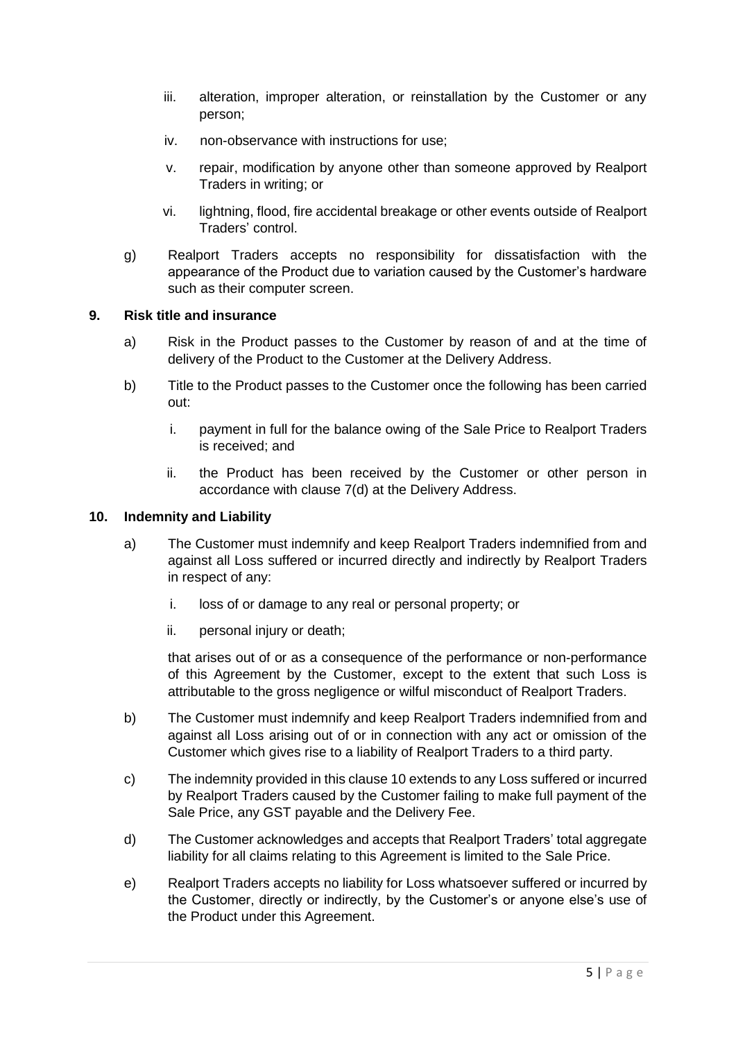iii. alteration, improper alteration, or reinstallation by the Customer or any person;

iv. non-observance with instructions for use;

v. repair, modification by anyone other than someone approved by Realport Traders in writing; or

vi. lightning, flood, fire accidental breakage or other events outside of Realport Traders' control.

g) Realport Traders accepts no responsibility for dissatisfaction with the appearance of the Product due to variation caused by the Customer's hardware such as their computer screen.

**9. Risk title and insurance**

a) Risk in the Product passes to the Customer by reason of and at the time of delivery of the Product to the Customer at the Delivery Address.

b) Title to the Product passes to the Customer once the following has been carried out:

i. payment in full for the balance owing of the Sale Price to Realport Traders is received; and

ii. the Product has been received by the Customer or other person in accordance with clause 7(d) at the Delivery Address.

**10. Indemnity and Liability**

a) The Customer must indemnify and keep Realport Traders indemnified from and against all Loss suffered or incurred directly and indirectly by Realport Traders in respect of any:

i. loss of or damage to any real or personal property; or

ii. personal injury or death;

that arises out of or as a consequence of the performance or non-performance of this Agreement by the Customer, except to the extent that such Loss is attributable to the gross negligence or wilful misconduct of Realport Traders.

b) The Customer must indemnify and keep Realport Traders indemnified from and against all Loss arising out of or in connection with any act or omission of the Customer which gives rise to a liability of Realport Traders to a third party.

c) The indemnity provided in this clause 10 extends to any Loss suffered or incurred by Realport Traders caused by the Customer failing to make full payment of the Sale Price, any GST payable and the Delivery Fee.

d) The Customer acknowledges and accepts that Realport Traders' total aggregate liability for all claims relating to this Agreement is limited to the Sale Price.

e) Realport Traders accepts no liability for Loss whatsoever suffered or incurred by the Customer, directly or indirectly, by the Customer's or anyone else's use of the Product under this Agreement.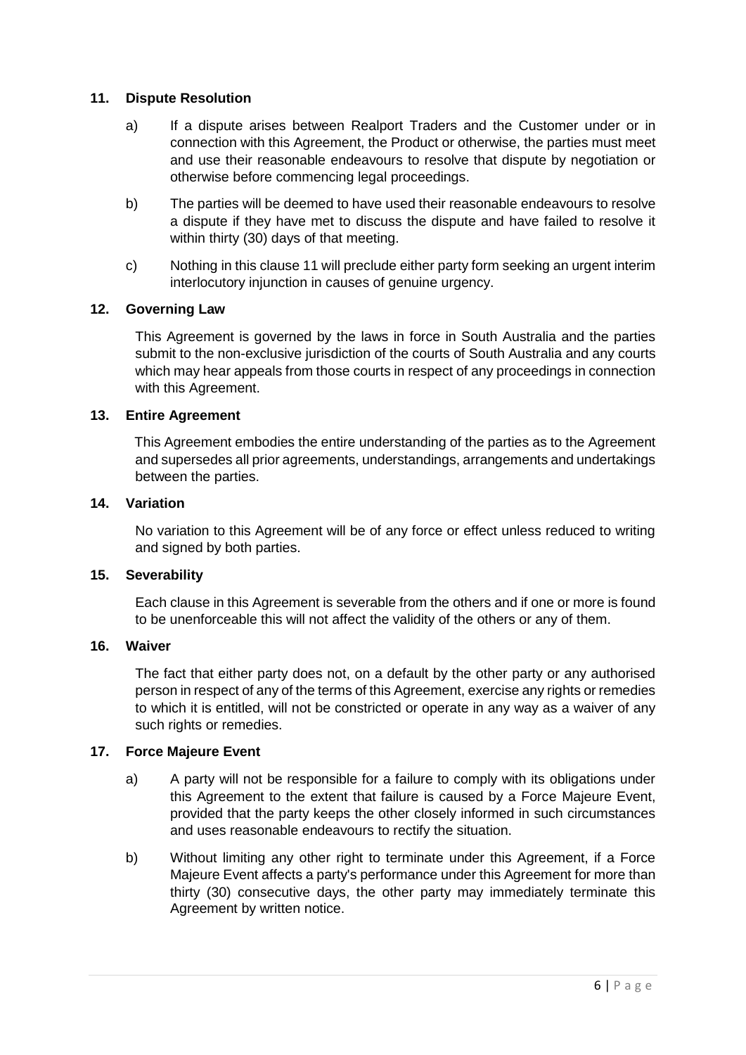**11. Dispute Resolution**

a) If a dispute arises between Realport Traders and the Customer under or in connection with this Agreement, the Product or otherwise, the parties must meet and use their reasonable endeavours to resolve that dispute by negotiation or otherwise before commencing legal proceedings.

b) The parties will be deemed to have used their reasonable endeavours to resolve a dispute if they have met to discuss the dispute and have failed to resolve it within thirty (30) days of that meeting.

c) Nothing in this clause 11 will preclude either party form seeking an urgent interim interlocutory injunction in causes of genuine urgency.

**12. Governing Law**

This Agreement is governed by the laws in force in South Australia and the parties submit to the non-exclusive jurisdiction of the courts of South Australia and any courts which may hear appeals from those courts in respect of any proceedings in connection with this Agreement.

**13. Entire Agreement**

This Agreement embodies the entire understanding of the parties as to the Agreement and supersedes all prior agreements, understandings, arrangements and undertakings between the parties.

**14. Variation**

No variation to this Agreement will be of any force or effect unless reduced to writing and signed by both parties.

**15. Severability**

Each clause in this Agreement is severable from the others and if one or more is found to be unenforceable this will not affect the validity of the others or any of them.

**16. Waiver**

The fact that either party does not, on a default by the other party or any authorised person in respect of any of the terms of this Agreement, exercise any rights or remedies to which it is entitled, will not be constricted or operate in any way as a waiver of any such rights or remedies.

**17. Force Majeure Event**

a) A party will not be responsible for a failure to comply with its obligations under this Agreement to the extent that failure is caused by a Force Majeure Event, provided that the party keeps the other closely informed in such circumstances and uses reasonable endeavours to rectify the situation.

b) Without limiting any other right to terminate under this Agreement, if a Force Majeure Event affects a party's performance under this Agreement for more than thirty (30) consecutive days, the other party may immediately terminate this Agreement by written notice.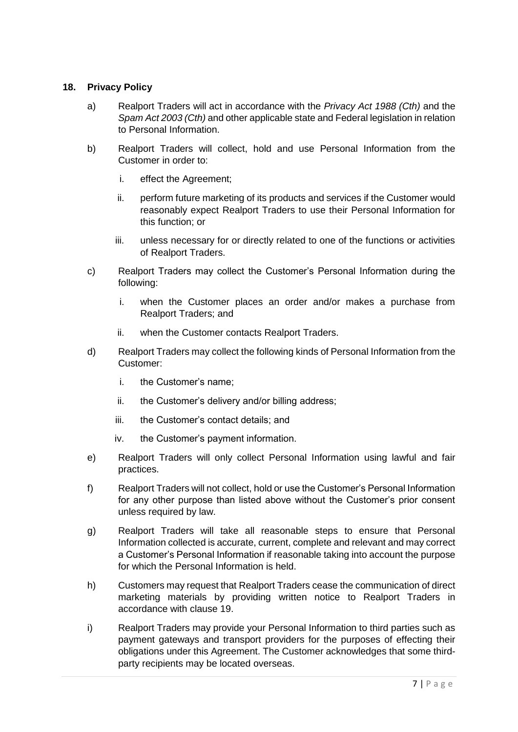## 18. Privacy Policy

a) Realport Traders will act in accordance with the *Privacy Act 1988 (Cth)* and the *Spam Act 2003 (Cth)* and other applicable state and Federal legislation in relation to Personal Information.

b) Realport Traders will collect, hold and use Personal Information from the Customer in order to:

   i. effect the Agreement;

   ii. perform future marketing of its products and services if the Customer would reasonably expect Realport Traders to use their Personal Information for this function; or

   iii. unless necessary for or directly related to one of the functions or activities of Realport Traders.

c) Realport Traders may collect the Customer's Personal Information during the following:

   i. when the Customer places an order and/or makes a purchase from Realport Traders; and

   ii. when the Customer contacts Realport Traders.

d) Realport Traders may collect the following kinds of Personal Information from the Customer:

   i. the Customer's name;

   ii. the Customer's delivery and/or billing address;

   iii. the Customer's contact details; and

   iv. the Customer's payment information.

e) Realport Traders will only collect Personal Information using lawful and fair practices.

f) Realport Traders will not collect, hold or use the Customer's Personal Information for any other purpose than listed above without the Customer's prior consent unless required by law.

g) Realport Traders will take all reasonable steps to ensure that Personal Information collected is accurate, current, complete and relevant and may correct a Customer's Personal Information if reasonable taking into account the purpose for which the Personal Information is held.

h) Customers may request that Realport Traders cease the communication of direct marketing materials by providing written notice to Realport Traders in accordance with clause 19.

i) Realport Traders may provide your Personal Information to third parties such as payment gateways and transport providers for the purposes of effecting their obligations under this Agreement. The Customer acknowledges that some third-party recipients may be located overseas.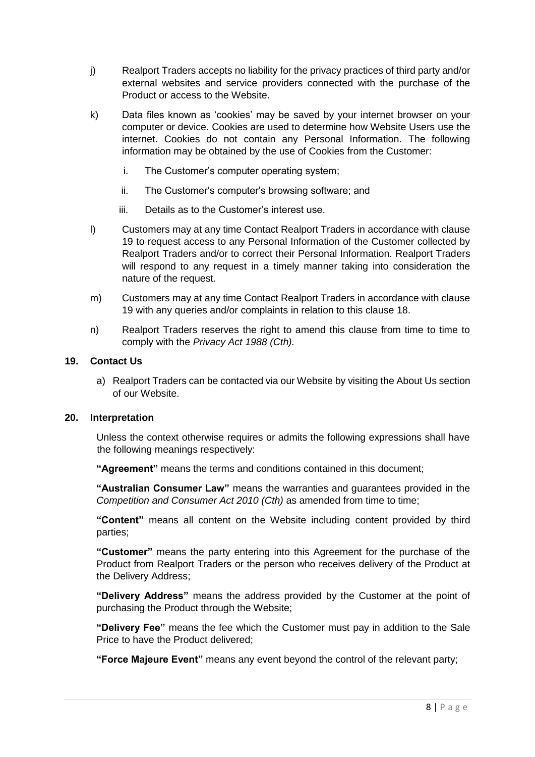j) Realport Traders accepts no liability for the privacy practices of third party and/or external websites and service providers connected with the purchase of the Product or access to the Website.

k) Data files known as 'cookies' may be saved by your internet browser on your computer or device. Cookies are used to determine how Website Users use the internet. Cookies do not contain any Personal Information. The following information may be obtained by the use of Cookies from the Customer:

   i. The Customer's computer operating system;

   ii. The Customer's computer's browsing software; and

   iii. Details as to the Customer's interest use.

l) Customers may at any time Contact Realport Traders in accordance with clause 19 to request access to any Personal Information of the Customer collected by Realport Traders and/or to correct their Personal Information. Realport Traders will respond to any request in a timely manner taking into consideration the nature of the request.

m) Customers may at any time Contact Realport Traders in accordance with clause 19 with any queries and/or complaints in relation to this clause 18.

n) Realport Traders reserves the right to amend this clause from time to time to comply with the *Privacy Act 1988 (Cth).*

## 19. Contact Us

a) Realport Traders can be contacted via our Website by visiting the About Us section of our Website.

## 20. Interpretation

Unless the context otherwise requires or admits the following expressions shall have the following meanings respectively:

**"Agreement"** means the terms and conditions contained in this document;

**"Australian Consumer Law"** means the warranties and guarantees provided in the *Competition and Consumer Act 2010 (Cth)* as amended from time to time;

**"Content"** means all content on the Website including content provided by third parties;

**"Customer"** means the party entering into this Agreement for the purchase of the Product from Realport Traders or the person who receives delivery of the Product at the Delivery Address;

**"Delivery Address"** means the address provided by the Customer at the point of purchasing the Product through the Website;

**"Delivery Fee"** means the fee which the Customer must pay in addition to the Sale Price to have the Product delivered;

**"Force Majeure Event"** means any event beyond the control of the relevant party;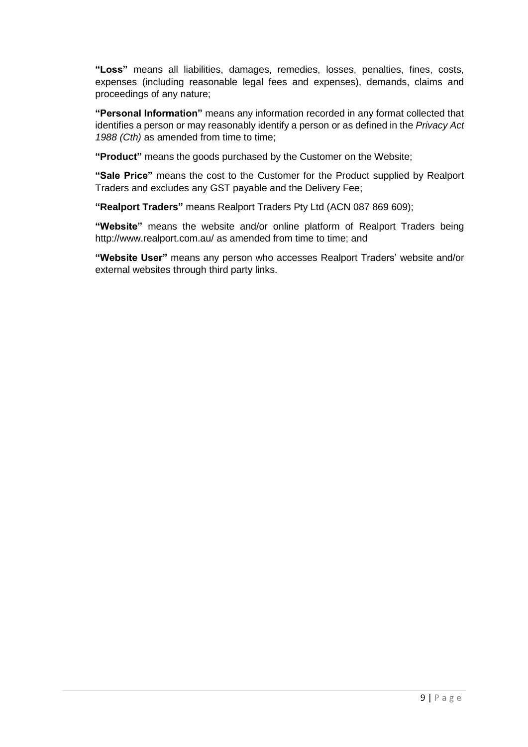**"Loss"** means all liabilities, damages, remedies, losses, penalties, fines, costs, expenses (including reasonable legal fees and expenses), demands, claims and proceedings of any nature;

**"Personal Information"** means any information recorded in any format collected that identifies a person or may reasonably identify a person or as defined in the *Privacy Act 1988 (Cth)* as amended from time to time;

**"Product"** means the goods purchased by the Customer on the Website;

**"Sale Price"** means the cost to the Customer for the Product supplied by Realport Traders and excludes any GST payable and the Delivery Fee;

**"Realport Traders"** means Realport Traders Pty Ltd (ACN 087 869 609);

**"Website"** means the website and/or online platform of Realport Traders being http://www.realport.com.au/ as amended from time to time; and

**"Website User"** means any person who accesses Realport Traders' website and/or external websites through third party links.